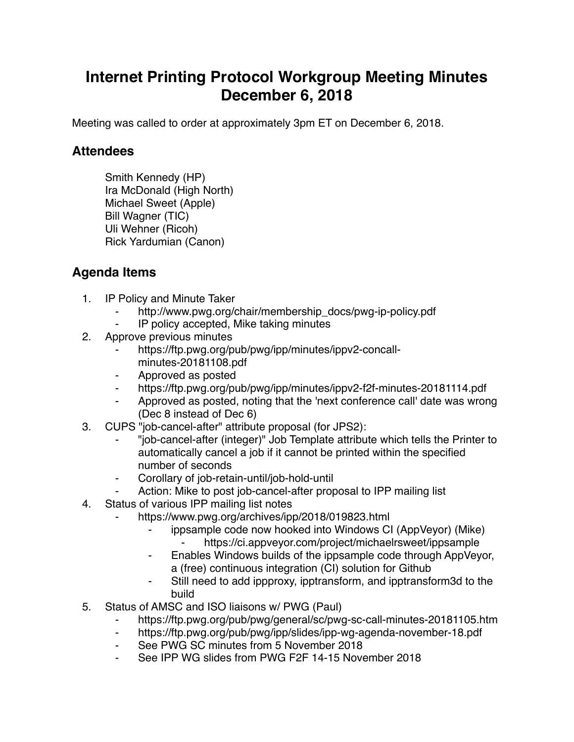# Internet Printing Protocol Workgroup Meeting Minutes December 6, 2018

Meeting was called to order at approximately 3pm ET on December 6, 2018.

## Attendees

Smith Kennedy (HP)
Ira McDonald (High North)
Michael Sweet (Apple)
Bill Wagner (TIC)
Uli Wehner (Ricoh)
Rick Yardumian (Canon)

## Agenda Items

1. IP Policy and Minute Taker
    - http://www.pwg.org/chair/membership_docs/pwg-ip-policy.pdf
    - IP policy accepted, Mike taking minutes
2. Approve previous minutes
    - https://ftp.pwg.org/pub/pwg/ipp/minutes/ippv2-concall-minutes-20181108.pdf
    - Approved as posted
    - https://ftp.pwg.org/pub/pwg/ipp/minutes/ippv2-f2f-minutes-20181114.pdf
    - Approved as posted, noting that the 'next conference call' date was wrong (Dec 8 instead of Dec 6)
3. CUPS "job-cancel-after" attribute proposal (for JPS2):
    - "job-cancel-after (integer)" Job Template attribute which tells the Printer to automatically cancel a job if it cannot be printed within the specified number of seconds
    - Corollary of job-retain-until/job-hold-until
    - Action: Mike to post job-cancel-after proposal to IPP mailing list
4. Status of various IPP mailing list notes
    - https://www.pwg.org/archives/ipp/2018/019823.html
        - ippsample code now hooked into Windows CI (AppVeyor) (Mike)
            - https://ci.appveyor.com/project/michaelrsweet/ippsample
        - Enables Windows builds of the ippsample code through AppVeyor, a (free) continuous integration (CI) solution for Github
        - Still need to add ippproxy, ipptransform, and ipptransform3d to the build
5. Status of AMSC and ISO liaisons w/ PWG (Paul)
    - https://ftp.pwg.org/pub/pwg/general/sc/pwg-sc-call-minutes-20181105.htm
    - https://ftp.pwg.org/pub/pwg/ipp/slides/ipp-wg-agenda-november-18.pdf
    - See PWG SC minutes from 5 November 2018
    - See IPP WG slides from PWG F2F 14-15 November 2018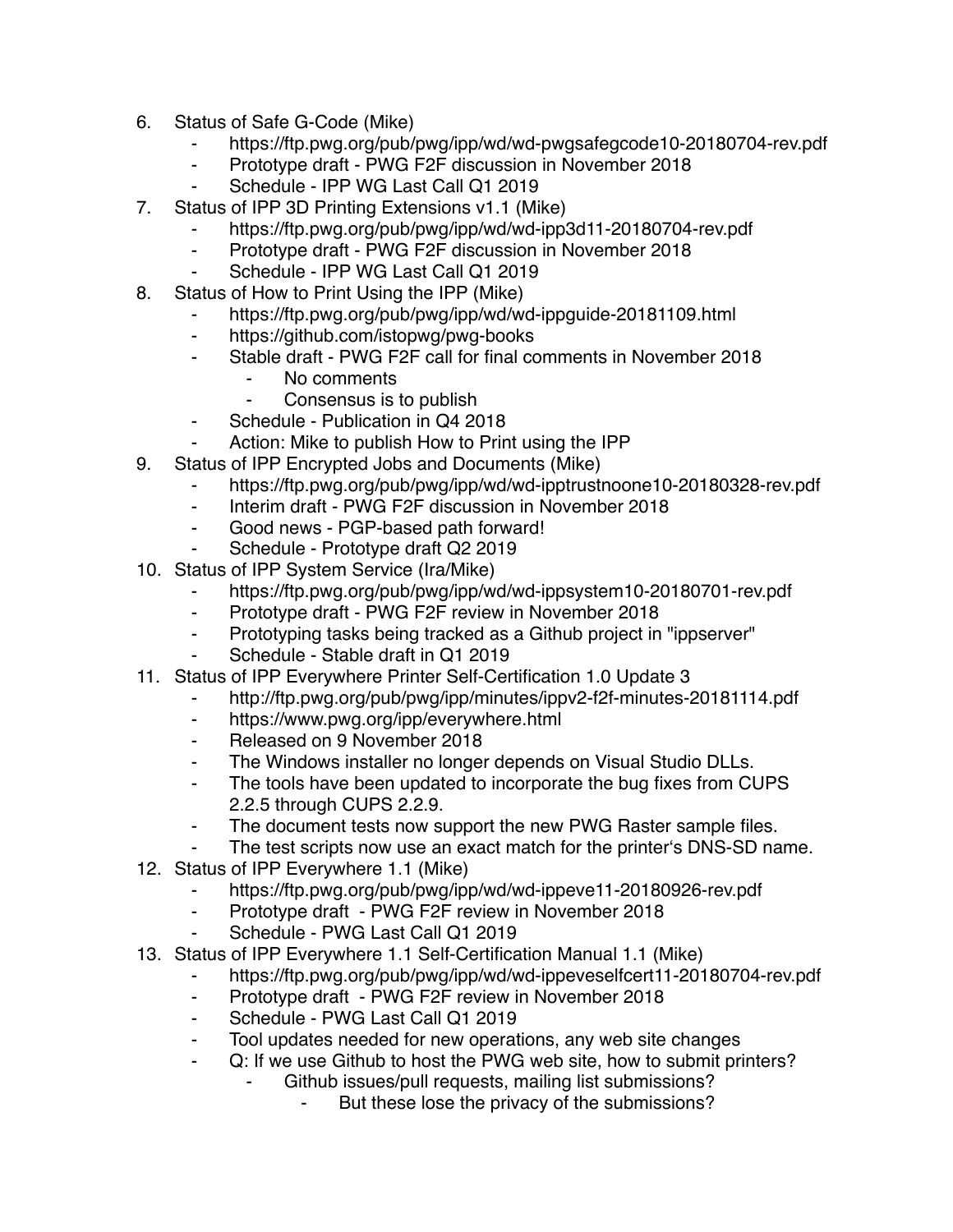6. Status of Safe G-Code (Mike)
    - https://ftp.pwg.org/pub/pwg/ipp/wd/wd-pwgsafegcode10-20180704-rev.pdf
    - Prototype draft - PWG F2F discussion in November 2018
    - Schedule - IPP WG Last Call Q1 2019
7. Status of IPP 3D Printing Extensions v1.1 (Mike)
    - https://ftp.pwg.org/pub/pwg/ipp/wd/wd-ipp3d11-20180704-rev.pdf
    - Prototype draft - PWG F2F discussion in November 2018
    - Schedule - IPP WG Last Call Q1 2019
8. Status of How to Print Using the IPP (Mike)
    - https://ftp.pwg.org/pub/pwg/ipp/wd/wd-ippguide-20181109.html
    - https://github.com/istopwg/pwg-books
    - Stable draft - PWG F2F call for final comments in November 2018
        - No comments
        - Consensus is to publish
    - Schedule - Publication in Q4 2018
    - Action: Mike to publish How to Print using the IPP
9. Status of IPP Encrypted Jobs and Documents (Mike)
    - https://ftp.pwg.org/pub/pwg/ipp/wd/wd-ipptrustnoone10-20180328-rev.pdf
    - Interim draft - PWG F2F discussion in November 2018
    - Good news - PGP-based path forward!
    - Schedule - Prototype draft Q2 2019
10. Status of IPP System Service (Ira/Mike)
    - https://ftp.pwg.org/pub/pwg/ipp/wd/wd-ippsystem10-20180701-rev.pdf
    - Prototype draft - PWG F2F review in November 2018
    - Prototyping tasks being tracked as a Github project in "ippserver"
    - Schedule - Stable draft in Q1 2019
11. Status of IPP Everywhere Printer Self-Certification 1.0 Update 3
    - http://ftp.pwg.org/pub/pwg/ipp/minutes/ippv2-f2f-minutes-20181114.pdf
    - https://www.pwg.org/ipp/everywhere.html
    - Released on 9 November 2018
    - The Windows installer no longer depends on Visual Studio DLLs.
    - The tools have been updated to incorporate the bug fixes from CUPS 2.2.5 through CUPS 2.2.9.
    - The document tests now support the new PWG Raster sample files.
    - The test scripts now use an exact match for the printer's DNS-SD name.
12. Status of IPP Everywhere 1.1 (Mike)
    - https://ftp.pwg.org/pub/pwg/ipp/wd/wd-ippeve11-20180926-rev.pdf
    - Prototype draft - PWG F2F review in November 2018
    - Schedule - PWG Last Call Q1 2019
13. Status of IPP Everywhere 1.1 Self-Certification Manual 1.1 (Mike)
    - https://ftp.pwg.org/pub/pwg/ipp/wd/wd-ippeveselfcert11-20180704-rev.pdf
    - Prototype draft - PWG F2F review in November 2018
    - Schedule - PWG Last Call Q1 2019
    - Tool updates needed for new operations, any web site changes
    - Q: If we use Github to host the PWG web site, how to submit printers?
        - Github issues/pull requests, mailing list submissions?
            - But these lose the privacy of the submissions?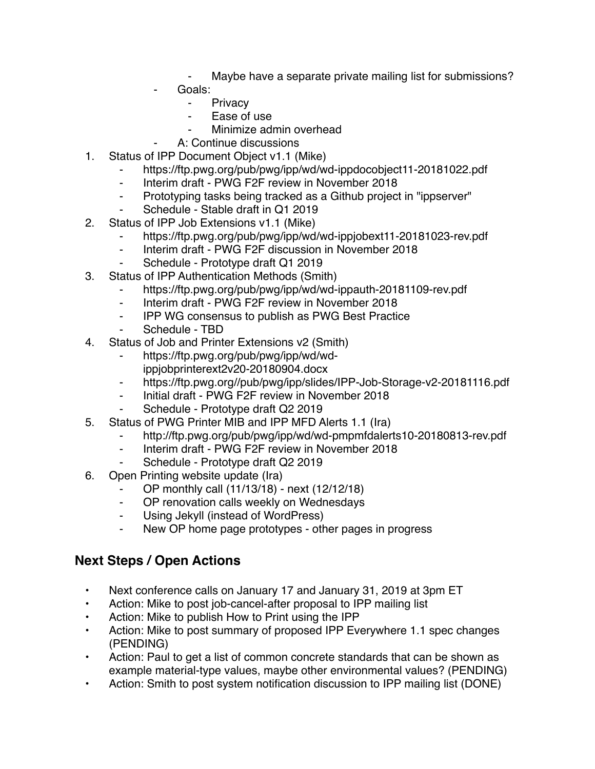- Maybe have a separate private mailing list for submissions?
        - Goals:
            - Privacy
            - Ease of use
            - Minimize admin overhead
        - A: Continue discussions

1. Status of IPP Document Object v1.1 (Mike)
    - https://ftp.pwg.org/pub/pwg/ipp/wd/wd-ippdocobject11-20181022.pdf
    - Interim draft - PWG F2F review in November 2018
    - Prototyping tasks being tracked as a Github project in "ippserver"
    - Schedule - Stable draft in Q1 2019
2. Status of IPP Job Extensions v1.1 (Mike)
    - https://ftp.pwg.org/pub/pwg/ipp/wd/wd-ippjobext11-20181023-rev.pdf
    - Interim draft - PWG F2F discussion in November 2018
    - Schedule - Prototype draft Q1 2019
3. Status of IPP Authentication Methods (Smith)
    - https://ftp.pwg.org/pub/pwg/ipp/wd/wd-ippauth-20181109-rev.pdf
    - Interim draft - PWG F2F review in November 2018
    - IPP WG consensus to publish as PWG Best Practice
    - Schedule - TBD
4. Status of Job and Printer Extensions v2 (Smith)
    - https://ftp.pwg.org/pub/pwg/ipp/wd/wd-ippjobprinterext2v20-20180904.docx
    - https://ftp.pwg.org//pub/pwg/ipp/slides/IPP-Job-Storage-v2-20181116.pdf
    - Initial draft - PWG F2F review in November 2018
    - Schedule - Prototype draft Q2 2019
5. Status of PWG Printer MIB and IPP MFD Alerts 1.1 (Ira)
    - http://ftp.pwg.org/pub/pwg/ipp/wd/wd-pmpmfdalerts10-20180813-rev.pdf
    - Interim draft - PWG F2F review in November 2018
    - Schedule - Prototype draft Q2 2019
6. Open Printing website update (Ira)
    - OP monthly call (11/13/18) - next (12/12/18)
    - OP renovation calls weekly on Wednesdays
    - Using Jekyll (instead of WordPress)
    - New OP home page prototypes - other pages in progress

## Next Steps / Open Actions

- Next conference calls on January 17 and January 31, 2019 at 3pm ET
- Action: Mike to post job-cancel-after proposal to IPP mailing list
- Action: Mike to publish How to Print using the IPP
- Action: Mike to post summary of proposed IPP Everywhere 1.1 spec changes (PENDING)
- Action: Paul to get a list of common concrete standards that can be shown as example material-type values, maybe other environmental values? (PENDING)
- Action: Smith to post system notification discussion to IPP mailing list (DONE)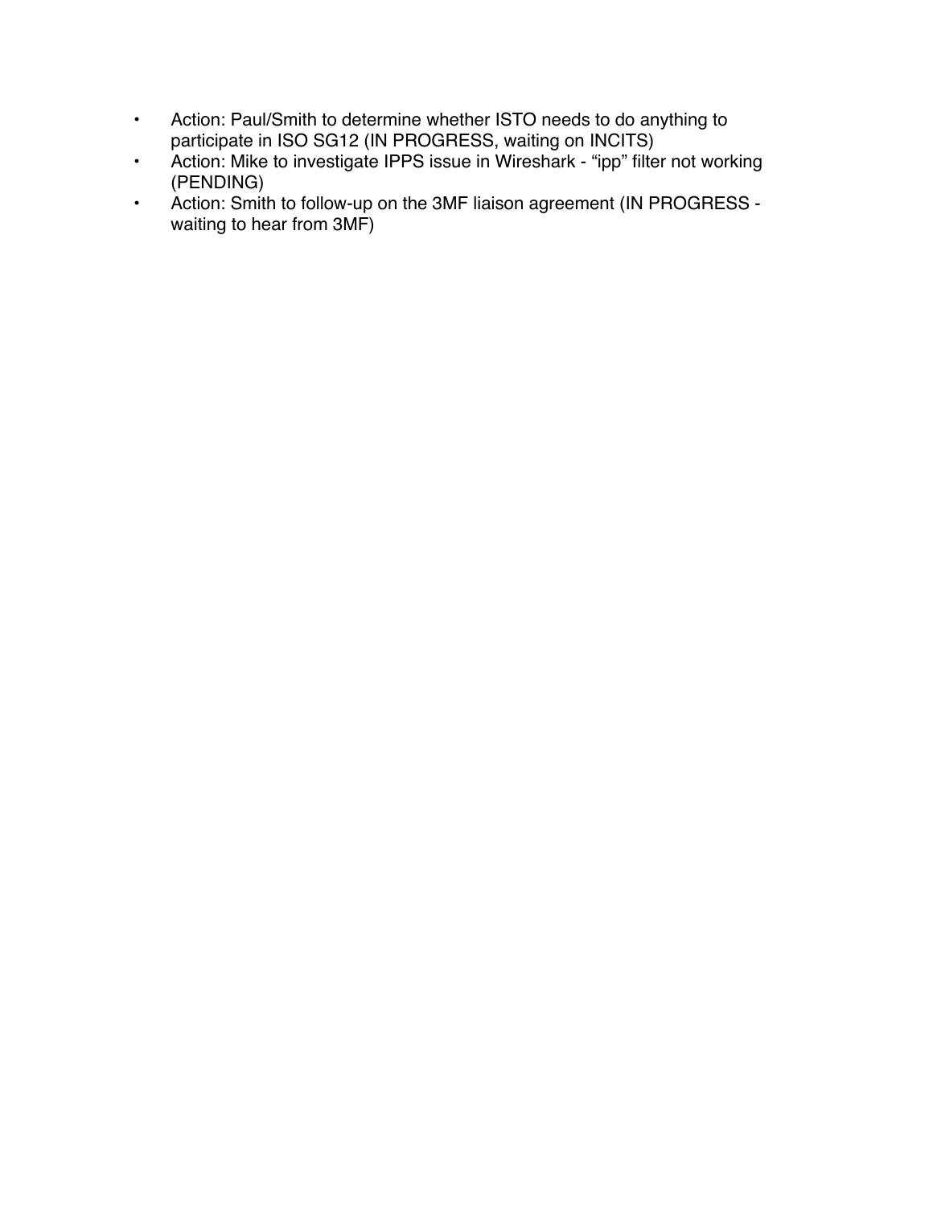- Action: Paul/Smith to determine whether ISTO needs to do anything to participate in ISO SG12 (IN PROGRESS, waiting on INCITS)
- Action: Mike to investigate IPPS issue in Wireshark - "ipp" filter not working (PENDING)
- Action: Smith to follow-up on the 3MF liaison agreement (IN PROGRESS - waiting to hear from 3MF)